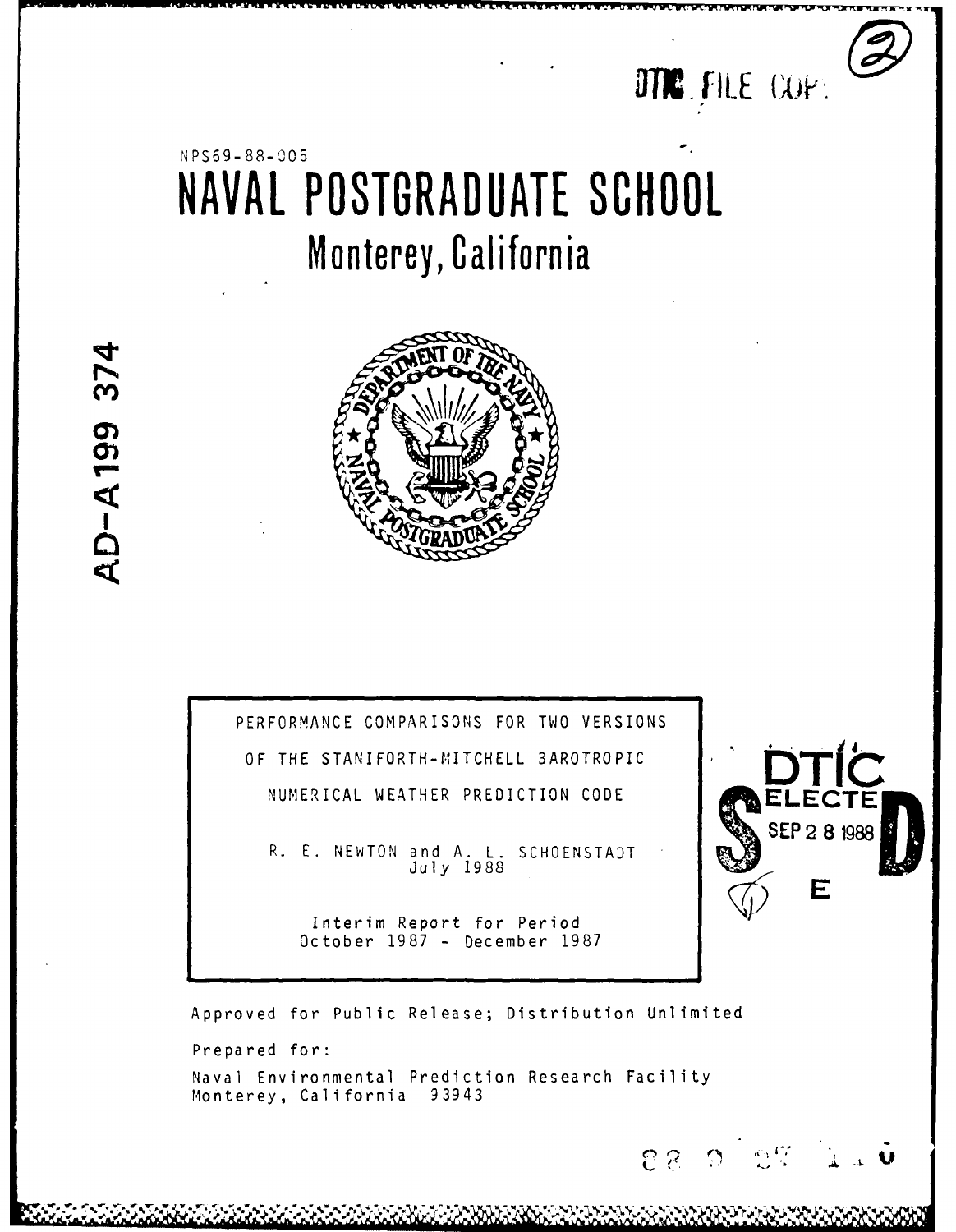DTIC FILE COPY

NPS69-88-005

# NAVAL POSTGRADUATE SCHOOL

## Monterey, California

AD-A199 374

PERFORMANCE COMPARISONS FOR TWO VERSIONS OF THE STANIFORTH-MITCHELL BAROTROPIC NUMERICAL WEATHER PREDICTION CODE

R. E. NEWTON and A. L. SCHOENSTADT
July 1988

Interim Report for Period
October 1987 - December 1987

DTIC ELECTE SEP 2 8 1988

Approved for Public Release; Distribution Unlimited

Prepared for:

Naval Environmental Prediction Research Facility
Monterey, California 93943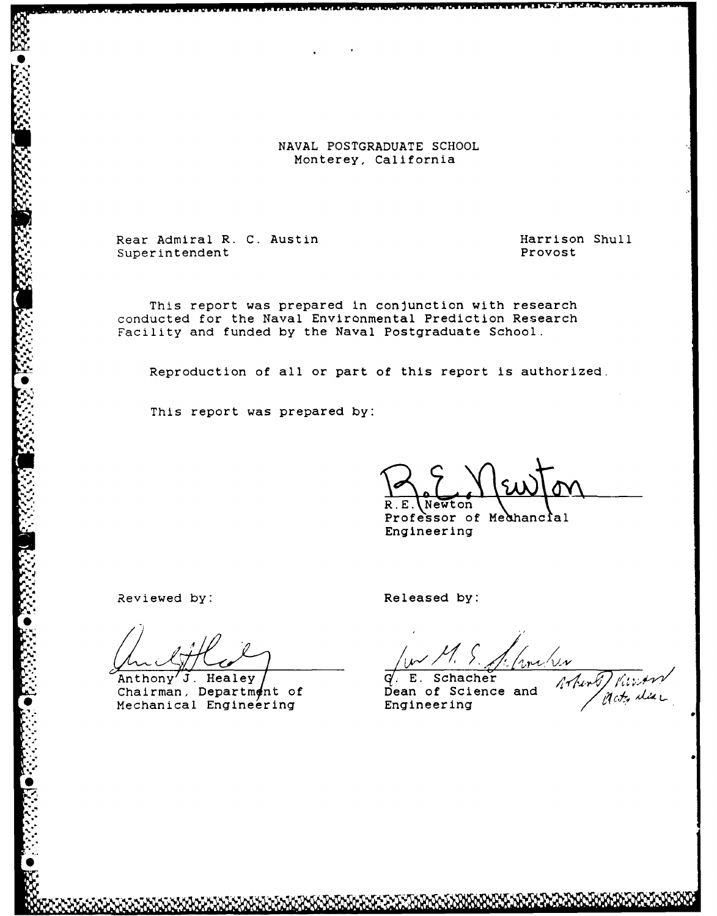NAVAL POSTGRADUATE SCHOOL
Monterey, California

Rear Admiral R. C. Austin
Superintendent

Harrison Shull
Provost

This report was prepared in conjunction with research conducted for the Naval Environmental Prediction Research Facility and funded by the Naval Postgraduate School.

Reproduction of all or part of this report is authorized.

This report was prepared by:

R.E. Newton
Professor of Mechanical Engineering

Reviewed by:

Anthony J. Healey
Chairman, Department of Mechanical Engineering

Released by:

G. E. Schacher
Dean of Science and Engineering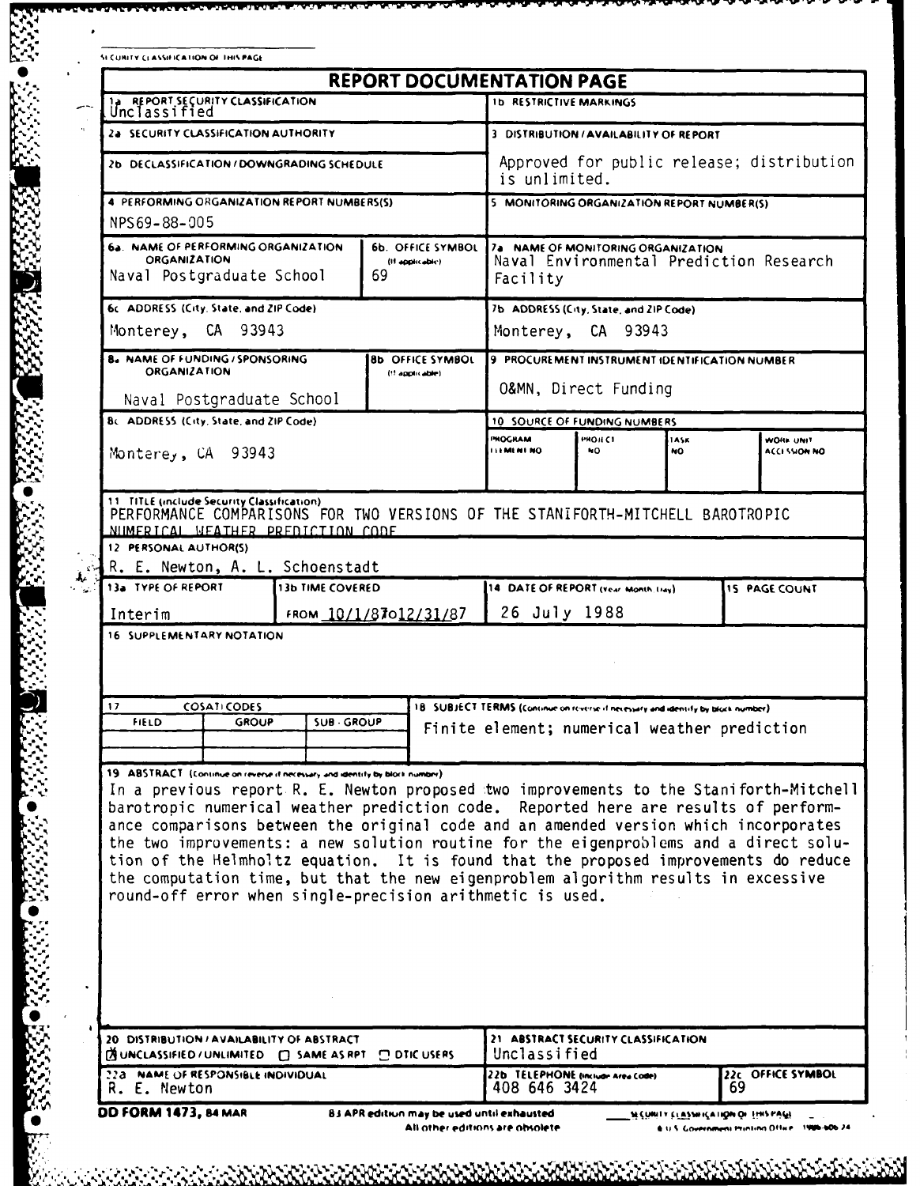SECURITY CLASSIFICATION OF THIS PAGE

# REPORT DOCUMENTATION PAGE

| | |
|---|---|
| 1a REPORT SECURITY CLASSIFICATION<br>Unclassified | 1b RESTRICTIVE MARKINGS |
| 2a SECURITY CLASSIFICATION AUTHORITY | 3 DISTRIBUTION / AVAILABILITY OF REPORT<br>Approved for public release; distribution is unlimited. |
| 2b DECLASSIFICATION / DOWNGRADING SCHEDULE | |
| 4 PERFORMING ORGANIZATION REPORT NUMBERS(S)<br>NPS69-88-005 | 5 MONITORING ORGANIZATION REPORT NUMBER(S) |
| 6a NAME OF PERFORMING ORGANIZATION<br>Naval Postgraduate School<br>6b OFFICE SYMBOL (If applicable)<br>69 | 7a NAME OF MONITORING ORGANIZATION<br>Naval Environmental Prediction Research Facility |
| 6c ADDRESS (City, State, and ZIP Code)<br>Monterey, CA 93943 | 7b ADDRESS (City, State, and ZIP Code)<br>Monterey, CA 93943 |
| 8a NAME OF FUNDING / SPONSORING ORGANIZATION<br>Naval Postgraduate School<br>8b OFFICE SYMBOL (If applicable) | 9 PROCUREMENT INSTRUMENT IDENTIFICATION NUMBER<br>O&MN, Direct Funding |
| 8c ADDRESS (City, State, and ZIP Code)<br>Monterey, CA 93943 | 10 SOURCE OF FUNDING NUMBERS<br>PROGRAM ELEMENT NO / PROJECT NO / TASK NO / WORK UNIT ACCESSION NO |

11 TITLE (Include Security Classification)
PERFORMANCE COMPARISONS FOR TWO VERSIONS OF THE STANIFORTH-MITCHELL BAROTROPIC NUMERICAL WEATHER PREDICTION CODE

12 PERSONAL AUTHOR(S)
R. E. Newton, A. L. Schoenstadt

| 13a TYPE OF REPORT | 13b TIME COVERED | 14 DATE OF REPORT (Year, Month, Day) | 15 PAGE COUNT |
|---|---|---|---|
| Interim | FROM 10/1/87 TO 12/31/87 | 26 July 1988 | |

16 SUPPLEMENTARY NOTATION

| 17 COSATI CODES | | | 18 SUBJECT TERMS (Continue on reverse if necessary and identify by block number) |
|---|---|---|---|
| FIELD | GROUP | SUB-GROUP | Finite element; numerical weather prediction |

19 ABSTRACT (Continue on reverse if necessary and identify by block number)

In a previous report R. E. Newton proposed two improvements to the Staniforth-Mitchell barotropic numerical weather prediction code. Reported here are results of performance comparisons between the original code and an amended version which incorporates the two improvements: a new solution routine for the eigenproblems and a direct solution of the Helmholtz equation. It is found that the proposed improvements do reduce the computation time, but that the new eigenproblem algorithm results in excessive round-off error when single-precision arithmetic is used.

| | | |
|---|---|---|
| 20 DISTRIBUTION / AVAILABILITY OF ABSTRACT<br>☒ UNCLASSIFIED/UNLIMITED ☐ SAME AS RPT ☐ DTIC USERS | 21 ABSTRACT SECURITY CLASSIFICATION<br>Unclassified | |
| 22a NAME OF RESPONSIBLE INDIVIDUAL<br>R. E. Newton | 22b TELEPHONE (Include Area Code)<br>408 646 3424 | 22c OFFICE SYMBOL<br>69 |

DD FORM 1473, 84 MAR — 83 APR edition may be used until exhausted. All other editions are obsolete.

SECURITY CLASSIFICATION OF THIS PAGE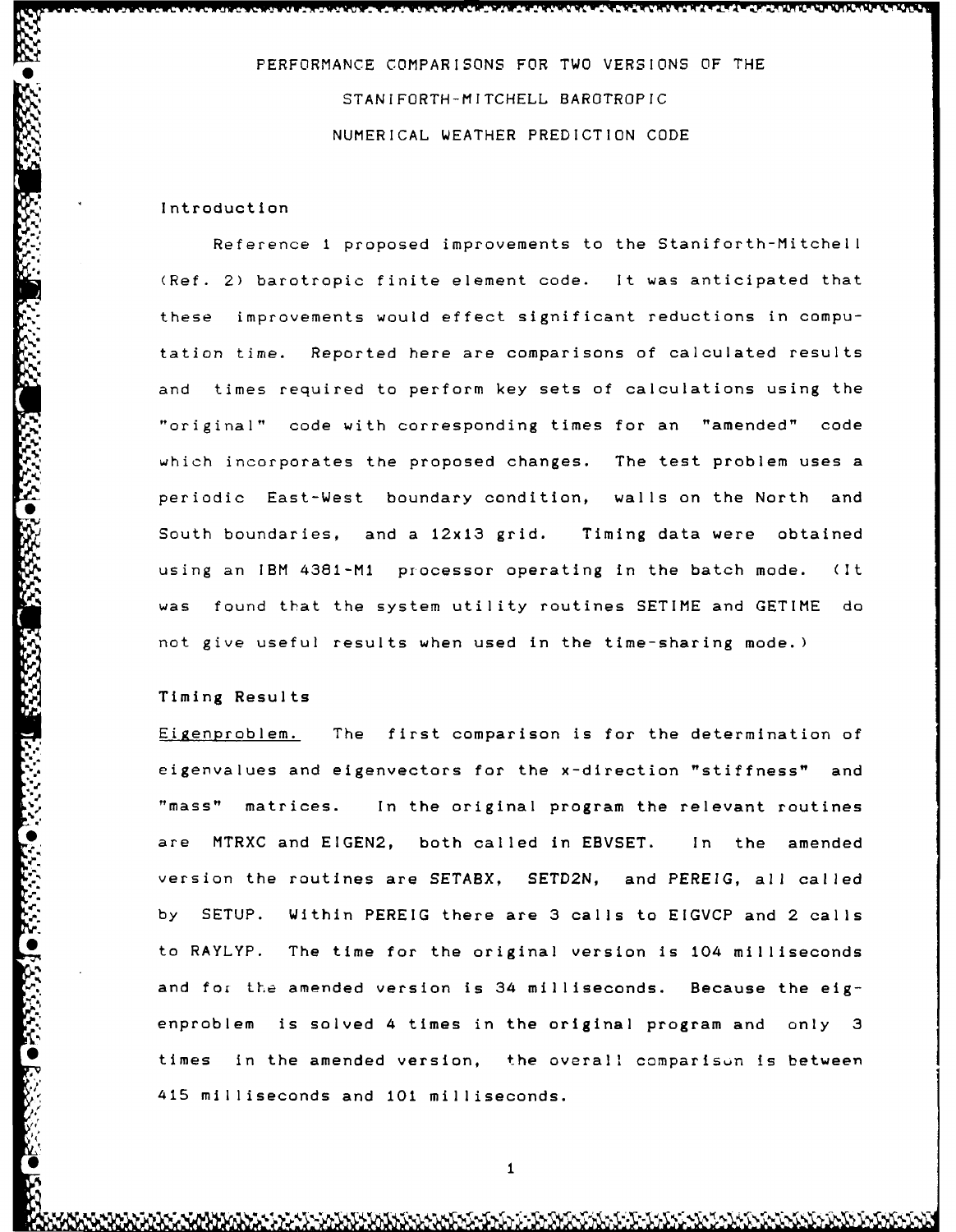# PERFORMANCE COMPARISONS FOR TWO VERSIONS OF THE STANIFORTH-MITCHELL BAROTROPIC NUMERICAL WEATHER PREDICTION CODE

## Introduction

Reference 1 proposed improvements to the Staniforth-Mitchell (Ref. 2) barotropic finite element code. It was anticipated that these improvements would effect significant reductions in computation time. Reported here are comparisons of calculated results and times required to perform key sets of calculations using the "original" code with corresponding times for an "amended" code which incorporates the proposed changes. The test problem uses a periodic East-West boundary condition, walls on the North and South boundaries, and a 12x13 grid. Timing data were obtained using an IBM 4381-M1 processor operating in the batch mode. (It was found that the system utility routines SETIME and GETIME do not give useful results when used in the time-sharing mode.)

## Timing Results

Eigenproblem. The first comparison is for the determination of eigenvalues and eigenvectors for the x-direction "stiffness" and "mass" matrices. In the original program the relevant routines are MTRXC and EIGEN2, both called in EBVSET. In the amended version the routines are SETABX, SETD2N, and PEREIG, all called by SETUP. Within PEREIG there are 3 calls to EIGVCP and 2 calls to RAYLYP. The time for the original version is 104 milliseconds and for the amended version is 34 milliseconds. Because the eigenproblem is solved 4 times in the original program and only 3 times in the amended version, the overall comparison is between 415 milliseconds and 101 milliseconds.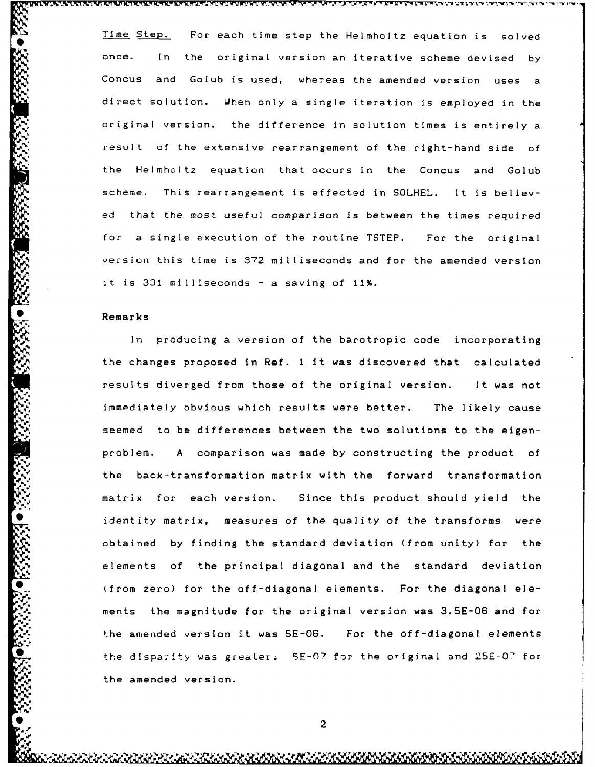Time Step. For each time step the Helmholtz equation is solved once. In the original version an iterative scheme devised by Concus and Golub is used, whereas the amended version uses a direct solution. When only a single iteration is employed in the original version, the difference in solution times is entirely a result of the extensive rearrangement of the right-hand side of the Helmholtz equation that occurs in the Concus and Golub scheme. This rearrangement is effected in SOLHEL. It is believed that the most useful comparison is between the times required for a single execution of the routine TSTEP. For the original version this time is 372 milliseconds and for the amended version it is 331 milliseconds - a saving of 11%.

## Remarks

In producing a version of the barotropic code incorporating the changes proposed in Ref. 1 it was discovered that calculated results diverged from those of the original version. It was not immediately obvious which results were better. The likely cause seemed to be differences between the two solutions to the eigenproblem. A comparison was made by constructing the product of the back-transformation matrix with the forward transformation matrix for each version. Since this product should yield the identity matrix, measures of the quality of the transforms were obtained by finding the standard deviation (from unity) for the elements of the principal diagonal and the standard deviation (from zero) for the off-diagonal elements. For the diagonal elements the magnitude for the original version was 3.5E-06 and for the amended version it was 5E-06. For the off-diagonal elements the disparity was greater; 5E-07 for the original and 25E-07 for the amended version.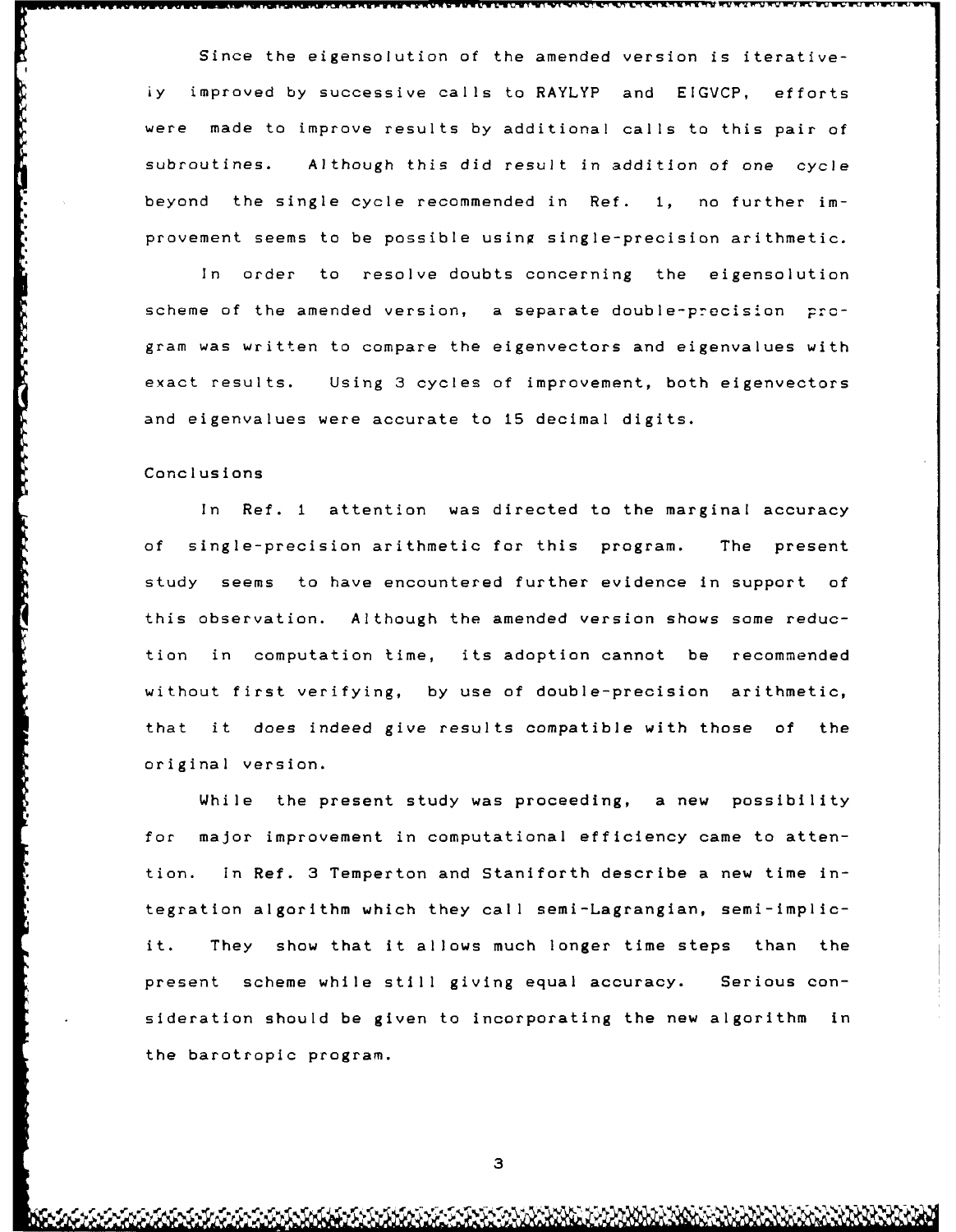Since the eigensolution of the amended version is iteratively improved by successive calls to RAYLYP and EIGVCP, efforts were made to improve results by additional calls to this pair of subroutines. Although this did result in addition of one cycle beyond the single cycle recommended in Ref. 1, no further improvement seems to be possible using single-precision arithmetic.

In order to resolve doubts concerning the eigensolution scheme of the amended version, a separate double-precision program was written to compare the eigenvectors and eigenvalues with exact results. Using 3 cycles of improvement, both eigenvectors and eigenvalues were accurate to 15 decimal digits.

## Conclusions

In Ref. 1 attention was directed to the marginal accuracy of single-precision arithmetic for this program. The present study seems to have encountered further evidence in support of this observation. Although the amended version shows some reduction in computation time, its adoption cannot be recommended without first verifying, by use of double-precision arithmetic, that it *does* indeed give results compatible with those of the original version.

While the present study was proceeding, a new possibility for major improvement in computational efficiency came to attention. In Ref. 3 Temperton and Staniforth describe a new time integration algorithm which they call semi-Lagrangian, semi-implicit. They show that it allows much longer time steps than the present scheme while still giving equal accuracy. Serious consideration should be given to incorporating the new algorithm in the barotropic program.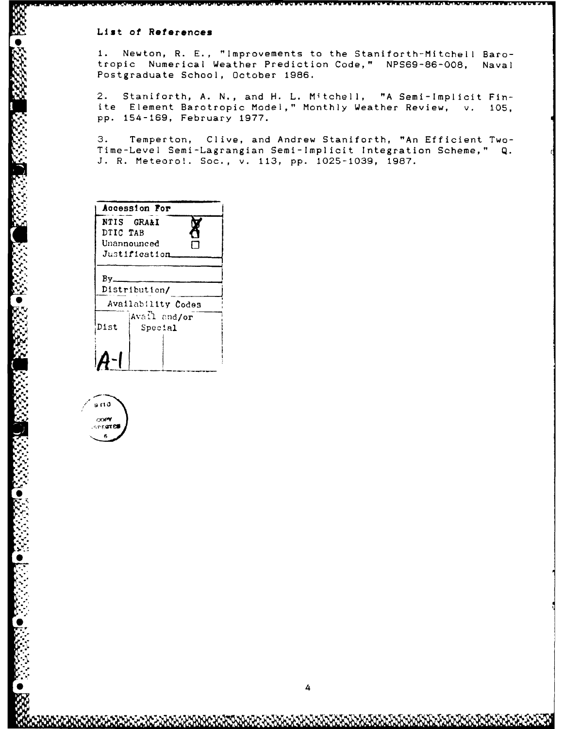## List of References

1. Newton, R. E., "Improvements to the Staniforth-Mitchell Barotropic Numerical Weather Prediction Code," NPS69-86-008, Naval Postgraduate School, October 1986.

2. Staniforth, A. N., and H. L. Mitchell, "A Semi-Implicit Finite Element Barotropic Model," Monthly Weather Review, v. 105, pp. 154-169, February 1977.

3. Temperton, Clive, and Andrew Staniforth, "An Efficient Two-Time-Level Semi-Lagrangian Semi-Implicit Integration Scheme," Q. J. R. Meteorol. Soc., v. 113, pp. 1025-1039, 1987.

| Accession For | |
|---|---|
| NTIS GRA&I | ☒ |
| DTIC TAB | ☐ |
| Unannounced | ☐ |
| Justification | |
| By | |
| Distribution/ | |
| Availability Codes | |
| Dist | Avail and/or Special |
| A-1 | |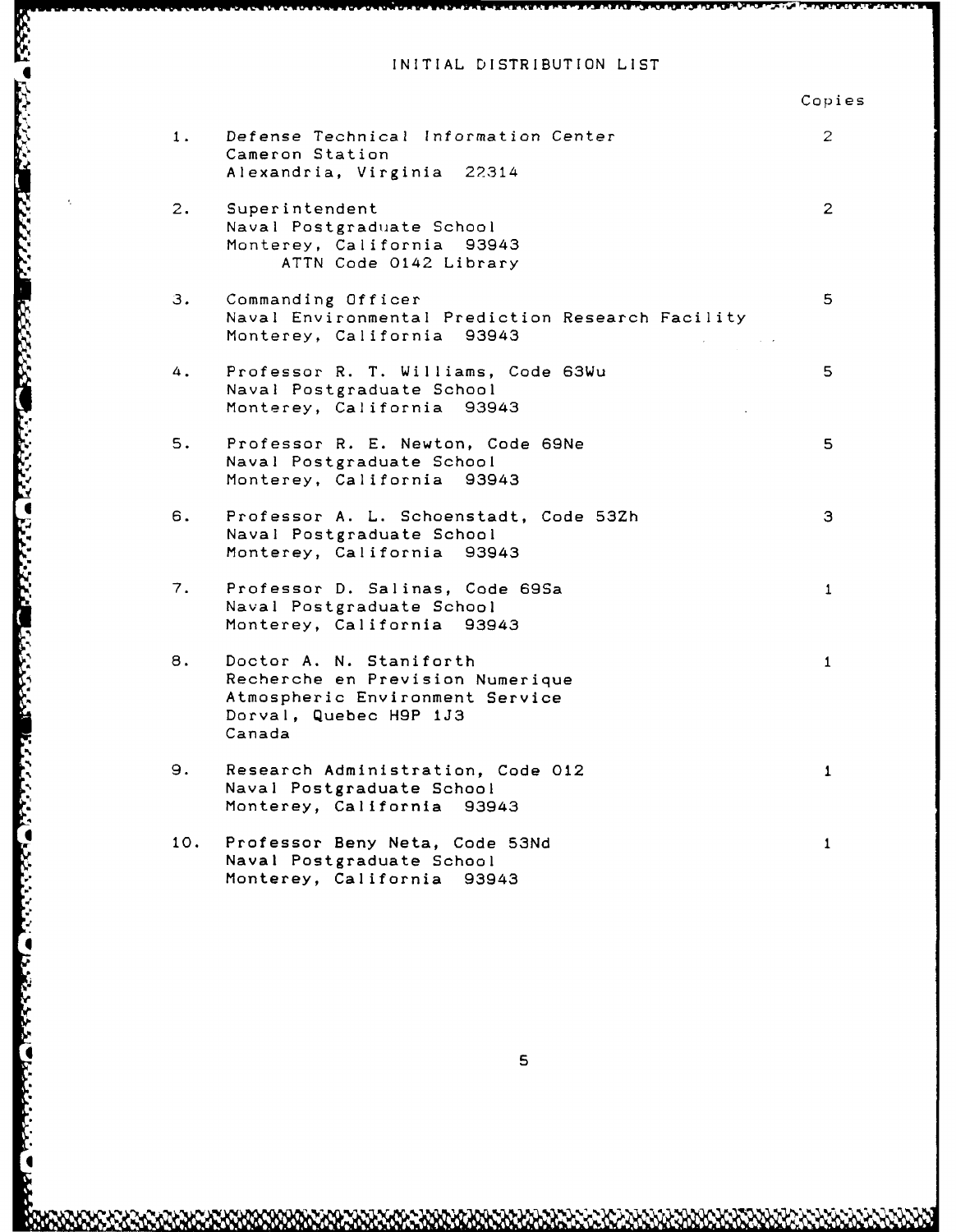# INITIAL DISTRIBUTION LIST

| | | Copies |
|---|---|---|
| 1. | Defense Technical Information Center<br>Cameron Station<br>Alexandria, Virginia 22314 | 2 |
| 2. | Superintendent<br>Naval Postgraduate School<br>Monterey, California 93943<br>ATTN Code 0142 Library | 2 |
| 3. | Commanding Officer<br>Naval Environmental Prediction Research Facility<br>Monterey, California 93943 | 5 |
| 4. | Professor R. T. Williams, Code 63Wu<br>Naval Postgraduate School<br>Monterey, California 93943 | 5 |
| 5. | Professor R. E. Newton, Code 69Ne<br>Naval Postgraduate School<br>Monterey, California 93943 | 5 |
| 6. | Professor A. L. Schoenstadt, Code 53Zh<br>Naval Postgraduate School<br>Monterey, California 93943 | 3 |
| 7. | Professor D. Salinas, Code 69Sa<br>Naval Postgraduate School<br>Monterey, California 93943 | 1 |
| 8. | Doctor A. N. Staniforth<br>Recherche en Prevision Numerique<br>Atmospheric Environment Service<br>Dorval, Quebec H9P 1J3<br>Canada | 1 |
| 9. | Research Administration, Code 012<br>Naval Postgraduate School<br>Monterey, California 93943 | 1 |
| 10. | Professor Beny Neta, Code 53Nd<br>Naval Postgraduate School<br>Monterey, California 93943 | 1 |